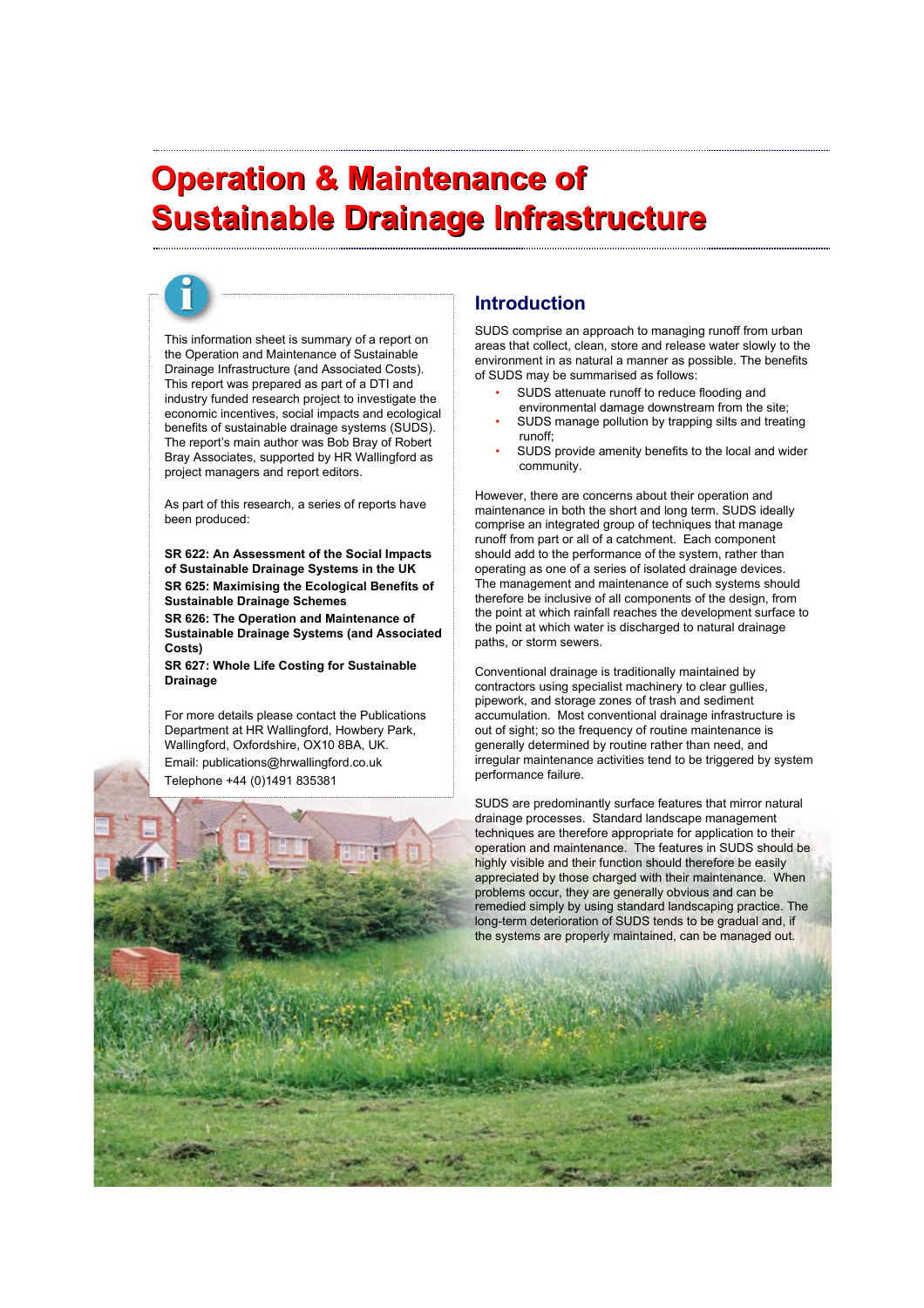# Operation & Maintenance of Sustainable Drainage Infrastructure

This information sheet is summary of a report on the Operation and Maintenance of Sustainable Drainage Infrastructure (and Associated Costs). This report was prepared as part of a DTI and industry funded research project to investigate the economic incentives, social impacts and ecological benefits of sustainable drainage systems (SUDS). The report's main author was Bob Bray of Robert Bray Associates, supported by HR Wallingford as project managers and report editors.

As part of this research, a series of reports have been produced:

**SR 622: An Assessment of the Social Impacts of Sustainable Drainage Systems in the UK**
**SR 625: Maximising the Ecological Benefits of Sustainable Drainage Schemes**
**SR 626: The Operation and Maintenance of Sustainable Drainage Systems (and Associated Costs)**
**SR 627: Whole Life Costing for Sustainable Drainage**

For more details please contact the Publications Department at HR Wallingford, Howbery Park, Wallingford, Oxfordshire, OX10 8BA, UK.
Email: publications@hrwallingford.co.uk
Telephone +44 (0)1491 835381

## Introduction

SUDS comprise an approach to managing runoff from urban areas that collect, clean, store and release water slowly to the environment in as natural a manner as possible. The benefits of SUDS may be summarised as follows:

- SUDS attenuate runoff to reduce flooding and environmental damage downstream from the site;
- SUDS manage pollution by trapping silts and treating runoff;
- SUDS provide amenity benefits to the local and wider community.

However, there are concerns about their operation and maintenance in both the short and long term. SUDS ideally comprise an integrated group of techniques that manage runoff from part or all of a catchment. Each component should add to the performance of the system, rather than operating as one of a series of isolated drainage devices. The management and maintenance of such systems should therefore be inclusive of all components of the design, from the point at which rainfall reaches the development surface to the point at which water is discharged to natural drainage paths, or storm sewers.

Conventional drainage is traditionally maintained by contractors using specialist machinery to clear gullies, pipework, and storage zones of trash and sediment accumulation. Most conventional drainage infrastructure is out of sight; so the frequency of routine maintenance is generally determined by routine rather than need, and irregular maintenance activities tend to be triggered by system performance failure.

SUDS are predominantly surface features that mirror natural drainage processes. Standard landscape management techniques are therefore appropriate for application to their operation and maintenance. The features in SUDS should be highly visible and their function should therefore be easily appreciated by those charged with their maintenance. When problems occur, they are generally obvious and can be remedied simply by using standard landscaping practice. The long-term deterioration of SUDS tends to be gradual and, if the systems are properly maintained, can be managed out.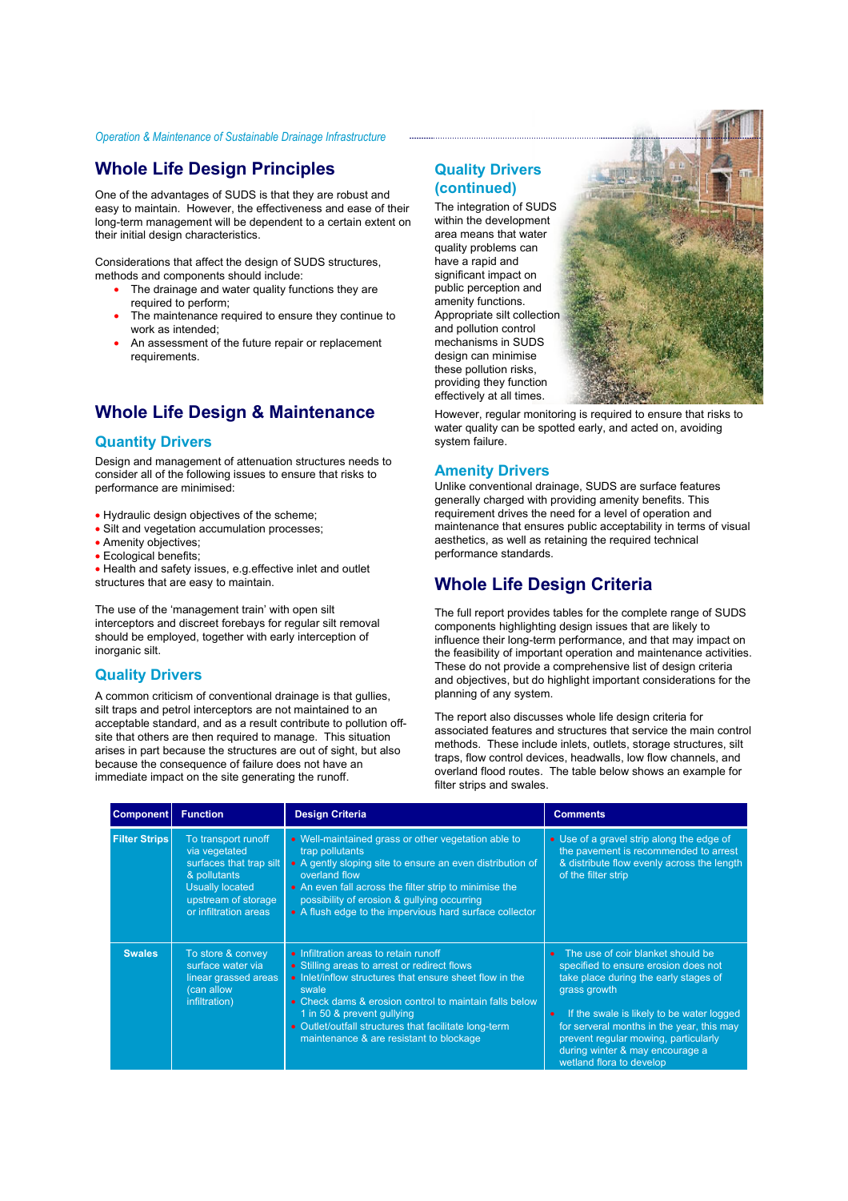## Whole Life Design Principles

One of the advantages of SUDS is that they are robust and easy to maintain. However, the effectiveness and ease of their long-term management will be dependent to a certain extent on their initial design characteristics.

Considerations that affect the design of SUDS structures, methods and components should include:

- The drainage and water quality functions they are required to perform;
- The maintenance required to ensure they continue to work as intended;
- An assessment of the future repair or replacement requirements.

## Whole Life Design & Maintenance

### Quantity Drivers

Design and management of attenuation structures needs to consider all of the following issues to ensure that risks to performance are minimised:

- Hydraulic design objectives of the scheme;
- Silt and vegetation accumulation processes;
- Amenity objectives;
- Ecological benefits;
- Health and safety issues, e.g.effective inlet and outlet structures that are easy to maintain.

The use of the 'management train' with open silt interceptors and discreet forebays for regular silt removal should be employed, together with early interception of inorganic silt.

### Quality Drivers

A common criticism of conventional drainage is that gullies, silt traps and petrol interceptors are not maintained to an acceptable standard, and as a result contribute to pollution off-site that others are then required to manage. This situation arises in part because the structures are out of sight, but also because the consequence of failure does not have an immediate impact on the site generating the runoff.

### Quality Drivers (continued)

The integration of SUDS within the development area means that water quality problems can have a rapid and significant impact on public perception and amenity functions. Appropriate silt collection and pollution control mechanisms in SUDS design can minimise these pollution risks, providing they function effectively at all times.

However, regular monitoring is required to ensure that risks to water quality can be spotted early, and acted on, avoiding system failure.

### Amenity Drivers

Unlike conventional drainage, SUDS are surface features generally charged with providing amenity benefits. This requirement drives the need for a level of operation and maintenance that ensures public acceptability in terms of visual aesthetics, as well as retaining the required technical performance standards.

## Whole Life Design Criteria

The full report provides tables for the complete range of SUDS components highlighting design issues that are likely to influence their long-term performance, and that may impact on the feasibility of important operation and maintenance activities. These do not provide a comprehensive list of design criteria and objectives, but do highlight important considerations for the planning of any system.

The report also discusses whole life design criteria for associated features and structures that service the main control methods. These include inlets, outlets, storage structures, silt traps, flow control devices, headwalls, low flow channels, and overland flood routes. The table below shows an example for filter strips and swales.

| Component | Function | Design Criteria | Comments |
|---|---|---|---|
| **Filter Strips** | To transport runoff via vegetated surfaces that trap silt & pollutants<br>Usually located upstream of storage or infiltration areas | • Well-maintained grass or other vegetation able to trap pollutants<br>• A gently sloping site to ensure an even distribution of overland flow<br>• An even fall across the filter strip to minimise the possibility of erosion & gullying occurring<br>• A flush edge to the impervious hard surface collector | • Use of a gravel strip along the edge of the pavement is recommended to arrest & distribute flow evenly across the length of the filter strip |
| **Swales** | To store & convey surface water via linear grassed areas (can allow infiltration) | • Infiltration areas to retain runoff<br>• Stilling areas to arrest or redirect flows<br>• Inlet/inflow structures that ensure sheet flow in the swale<br>• Check dams & erosion control to maintain falls below 1 in 50 & prevent gullying<br>• Outlet/outfall structures that facilitate long-term maintenance & are resistant to blockage | • The use of coir blanket should be specified to ensure erosion does not take place during the early stages of grass growth<br>• If the swale is likely to be water logged for serveral months in the year, this may prevent regular mowing, particularly during winter & may encourage a wetland flora to develop |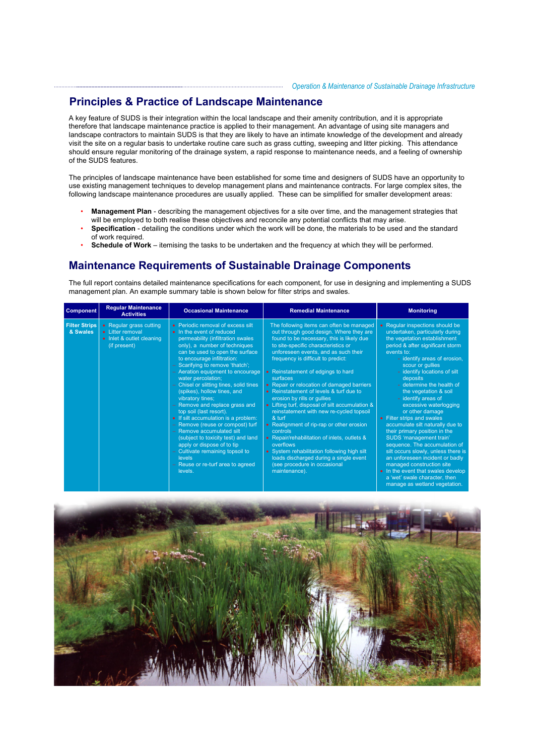## Principles & Practice of Landscape Maintenance

A key feature of SUDS is their integration within the local landscape and their amenity contribution, and it is appropriate therefore that landscape maintenance practice is applied to their management. An advantage of using site managers and landscape contractors to maintain SUDS is that they are likely to have an intimate knowledge of the development and already visit the site on a regular basis to undertake routine care such as grass cutting, sweeping and litter picking. This attendance should ensure regular monitoring of the drainage system, a rapid response to maintenance needs, and a feeling of ownership of the SUDS features.

The principles of landscape maintenance have been established for some time and designers of SUDS have an opportunity to use existing management techniques to develop management plans and maintenance contracts. For large complex sites, the following landscape maintenance procedures are usually applied. These can be simplified for smaller development areas:

- **Management Plan** - describing the management objectives for a site over time, and the management strategies that will be employed to both realise these objectives and reconcile any potential conflicts that may arise.
- **Specification** - detailing the conditions under which the work will be done, the materials to be used and the standard of work required.
- **Schedule of Work** – itemising the tasks to be undertaken and the frequency at which they will be performed.

## Maintenance Requirements of Sustainable Drainage Components

The full report contains detailed maintenance specifications for each component, for use in designing and implementing a SUDS management plan. An example summary table is shown below for filter strips and swales.

| Component | Regular Maintenance Activities | Occasional Maintenance | Remedial Maintenance | Monitoring |
|---|---|---|---|---|
| Filter Strips & Swales | • Regular grass cutting<br>• Litter removal<br>• Inlet & outlet cleaning (if present) | • Periodic removal of excess silt<br>• In the event of reduced permeability (infiltration swales only), a number of techniques can be used to open the surface to encourage infiltration:<br>– Scarifying to remove 'thatch';<br>– Aeration equipment to encourage water percolation;<br>– Chisel or slitting tines, solid tines (spikes), hollow tines, and vibratory tines;<br>– Remove and replace grass and top soil (last resort).<br>• If silt accumulation is a problem:<br>– Remove (reuse or compost) turf<br>– Remove accumulated silt (subject to toxicity test) and land apply or dispose of to tip<br>– Cultivate remaining topsoil to levels<br>– Reuse or re-turf area to agreed levels. | The following items can often be managed out through good design. Where they are found to be necessary, this is likely due to site-specific characteristics or unforeseen events, and as such their frequency is difficult to predict:<br>• Reinstatement of edgings to hard surfaces<br>• Repair or relocation of damaged barriers<br>• Reinstatement of levels & turf due to erosion by rills or gullies<br>• Lifting turf, disposal of silt accumulation & reinstatement with new re-cycled topsoil & turf<br>• Realignment of rip-rap or other erosion controls<br>• Repair/rehabilitation of inlets, outlets & overflows<br>• System rehabilitation following high silt loads discharged during a single event (see procedure in occasional maintenance). | • Regular inspections should be undertaken, particularly during the vegetation establishment period & after significant storm events to:<br>– identify areas of erosion, scour or gullies<br>– identify locations of silt deposits<br>– determine the health of the vegetation & soil<br>– identify areas of excessive waterlogging or other damage<br>• Filter strips and swales accumulate silt naturally due to their primary position in the SUDS 'management train' sequence. The accumulation of silt occurs slowly, unless there is an unforeseen incident or badly managed construction site<br>• In the event that swales develop a 'wet' swale character, then manage as wetland vegetation. |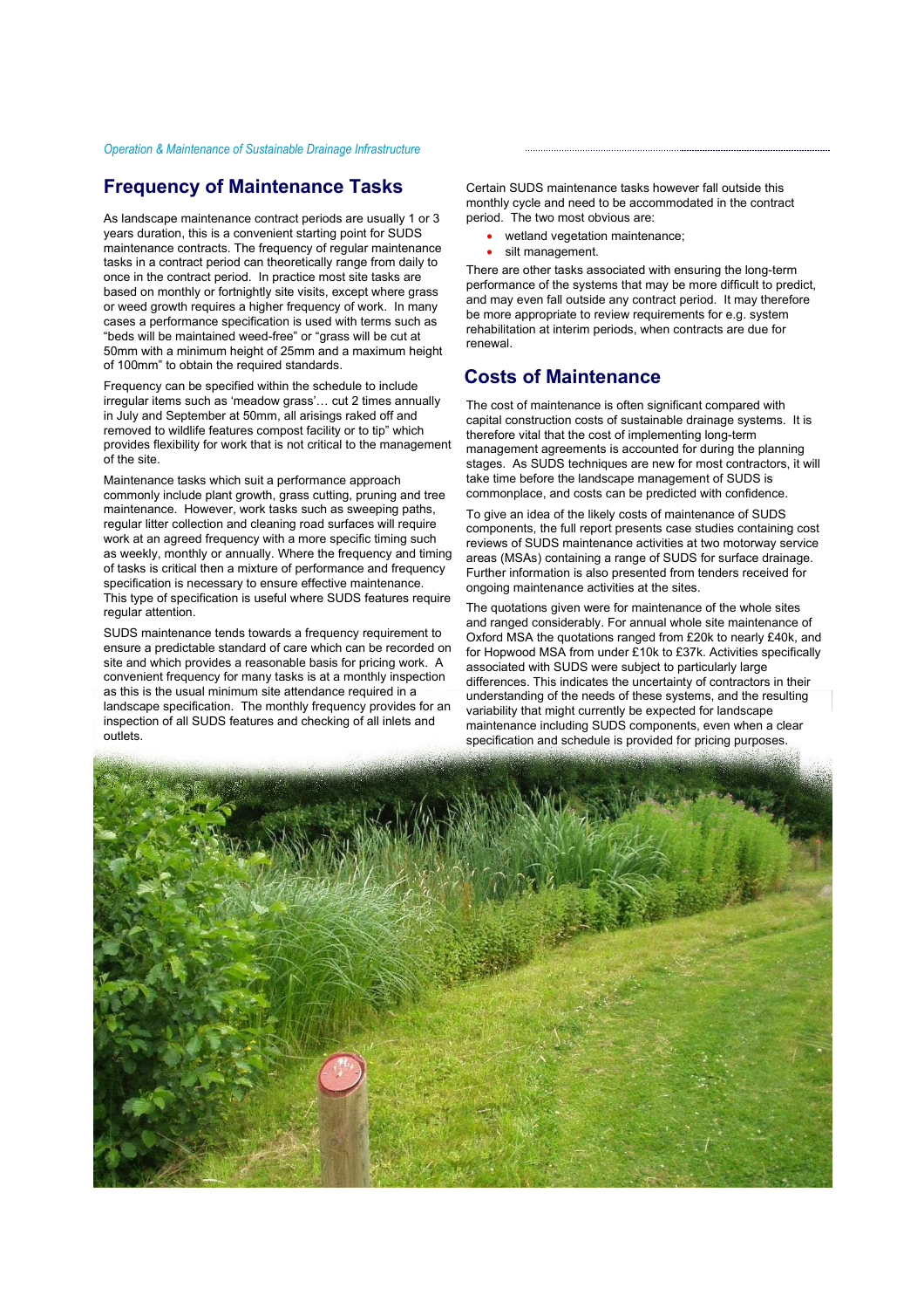## Frequency of Maintenance Tasks

As landscape maintenance contract periods are usually 1 or 3 years duration, this is a convenient starting point for SUDS maintenance contracts. The frequency of regular maintenance tasks in a contract period can theoretically range from daily to once in the contract period. In practice most site tasks are based on monthly or fortnightly site visits, except where grass or weed growth requires a higher frequency of work. In many cases a performance specification is used with terms such as "beds will be maintained weed-free" or "grass will be cut at 50mm with a minimum height of 25mm and a maximum height of 100mm" to obtain the required standards.

Frequency can be specified within the schedule to include irregular items such as 'meadow grass'… cut 2 times annually in July and September at 50mm, all arisings raked off and removed to wildlife features compost facility or to tip" which provides flexibility for work that is not critical to the management of the site.

Maintenance tasks which suit a performance approach commonly include plant growth, grass cutting, pruning and tree maintenance. However, work tasks such as sweeping paths, regular litter collection and cleaning road surfaces will require work at an agreed frequency with a more specific timing such as weekly, monthly or annually. Where the frequency and timing of tasks is critical then a mixture of performance and frequency specification is necessary to ensure effective maintenance. This type of specification is useful where SUDS features require regular attention.

SUDS maintenance tends towards a frequency requirement to ensure a predictable standard of care which can be recorded on site and which provides a reasonable basis for pricing work. A convenient frequency for many tasks is at a monthly inspection as this is the usual minimum site attendance required in a landscape specification. The monthly frequency provides for an inspection of all SUDS features and checking of all inlets and outlets.

Certain SUDS maintenance tasks however fall outside this monthly cycle and need to be accommodated in the contract period. The two most obvious are:

- wetland vegetation maintenance;
- silt management.

There are other tasks associated with ensuring the long-term performance of the systems that may be more difficult to predict, and may even fall outside any contract period. It may therefore be more appropriate to review requirements for e.g. system rehabilitation at interim periods, when contracts are due for renewal.

## Costs of Maintenance

The cost of maintenance is often significant compared with capital construction costs of sustainable drainage systems. It is therefore vital that the cost of implementing long-term management agreements is accounted for during the planning stages. As SUDS techniques are new for most contractors, it will take time before the landscape management of SUDS is commonplace, and costs can be predicted with confidence.

To give an idea of the likely costs of maintenance of SUDS components, the full report presents case studies containing cost reviews of SUDS maintenance activities at two motorway service areas (MSAs) containing a range of SUDS for surface drainage. Further information is also presented from tenders received for ongoing maintenance activities at the sites.

The quotations given were for maintenance of the whole sites and ranged considerably. For annual whole site maintenance of Oxford MSA the quotations ranged from £20k to nearly £40k, and for Hopwood MSA from under £10k to £37k. Activities specifically associated with SUDS were subject to particularly large differences. This indicates the uncertainty of contractors in their understanding of the needs of these systems, and the resulting variability that might currently be expected for landscape maintenance including SUDS components, even when a clear specification and schedule is provided for pricing purposes.